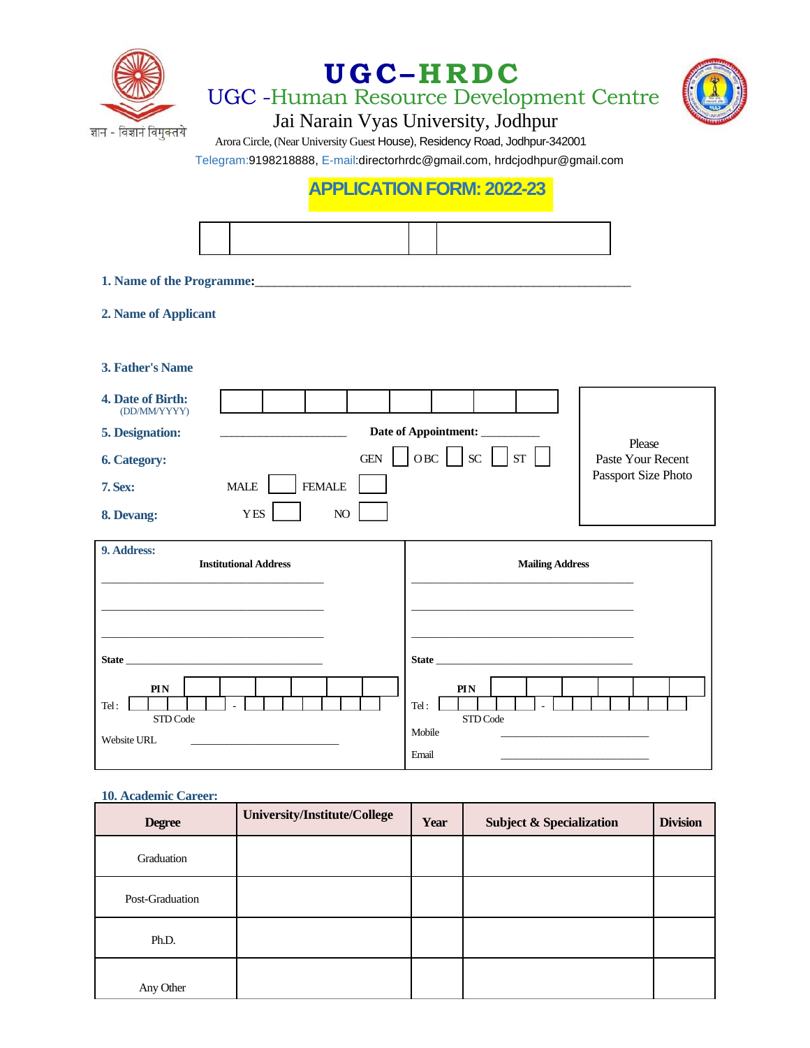ज्ञान - विज्ञानं विमुक्तये

# UGC–HRDC

## UGC -Human Resource Development Centre

### Jai Narain Vyas University, Jodhpur

Arora Circle, (Near University Guest House), Residency Road, Jodhpur-342001

Telegram:9198218888, E-mail:directorhrdc@gmail.com, hrdcjodhpur@gmail.com

## APPLICATION FORM: 2022-23

| | | | |
|---|---|---|---|
| | | | |

**1. Name of the Programme:**\_\_\_\_\_\_\_\_\_\_\_\_\_\_\_\_\_\_\_\_\_\_\_\_\_\_\_\_\_\_\_\_\_\_\_\_\_\_\_\_\_\_\_\_\_\_\_\_\_\_\_\_\_\_\_\_\_\_

**2. Name of Applicant**

**3. Father's Name**

**4. Date of Birth:** (DD/MM/YYYY) ☐☐☐☐☐☐☐☐

**5. Designation:** \_\_\_\_\_\_\_\_\_\_\_\_\_\_\_\_\_\_\_\_ **Date of Appointment:** \_\_\_\_\_\_\_\_\_\_

**6. Category:** GEN ☐ OBC ☐ SC ☐ ST ☐

**7. Sex:** MALE ☐ FEMALE ☐

**8. Devang:** YES ☐ NO ☐

Please Paste Your Recent Passport Size Photo

**9. Address:**

| **Institutional Address** | **Mailing Address** |
|---|---|
| \_\_\_\_\_\_\_\_\_\_\_\_\_\_\_\_\_\_\_\_\_\_\_\_\_\_\_\_\_\_\_\_\_\_\_\_ | \_\_\_\_\_\_\_\_\_\_\_\_\_\_\_\_\_\_\_\_\_\_\_\_\_\_\_\_\_\_\_\_\_\_\_\_ |
| \_\_\_\_\_\_\_\_\_\_\_\_\_\_\_\_\_\_\_\_\_\_\_\_\_\_\_\_\_\_\_\_\_\_\_\_ | \_\_\_\_\_\_\_\_\_\_\_\_\_\_\_\_\_\_\_\_\_\_\_\_\_\_\_\_\_\_\_\_\_\_\_\_ |
| \_\_\_\_\_\_\_\_\_\_\_\_\_\_\_\_\_\_\_\_\_\_\_\_\_\_\_\_\_\_\_\_\_\_\_\_ | \_\_\_\_\_\_\_\_\_\_\_\_\_\_\_\_\_\_\_\_\_\_\_\_\_\_\_\_\_\_\_\_\_\_\_\_ |
| **State** \_\_\_\_\_\_\_\_\_\_\_\_\_\_\_\_\_\_\_\_\_\_\_\_\_\_\_\_\_\_\_\_ | **State** \_\_\_\_\_\_\_\_\_\_\_\_\_\_\_\_\_\_\_\_\_\_\_\_\_\_\_\_\_\_\_\_ |
| **PIN** ☐☐☐☐☐☐ | **PIN** ☐☐☐☐☐☐ |
| Tel : ☐☐☐☐☐ - ☐☐☐☐☐☐☐ STD Code | Tel : ☐☐☐☐☐ - ☐☐☐☐☐☐☐ STD Code |
| Website URL \_\_\_\_\_\_\_\_\_\_\_\_\_\_\_\_\_\_\_\_\_\_\_\_ | Mobile \_\_\_\_\_\_\_\_\_\_\_\_\_\_\_\_\_\_\_\_\_\_\_\_ |
| | Email \_\_\_\_\_\_\_\_\_\_\_\_\_\_\_\_\_\_\_\_\_\_\_\_ |

**10. Academic Career:**

| Degree | University/Institute/College | Year | Subject & Specialization | Division |
|---|---|---|---|---|
| Graduation | | | | |
| Post-Graduation | | | | |
| Ph.D. | | | | |
| Any Other | | | | |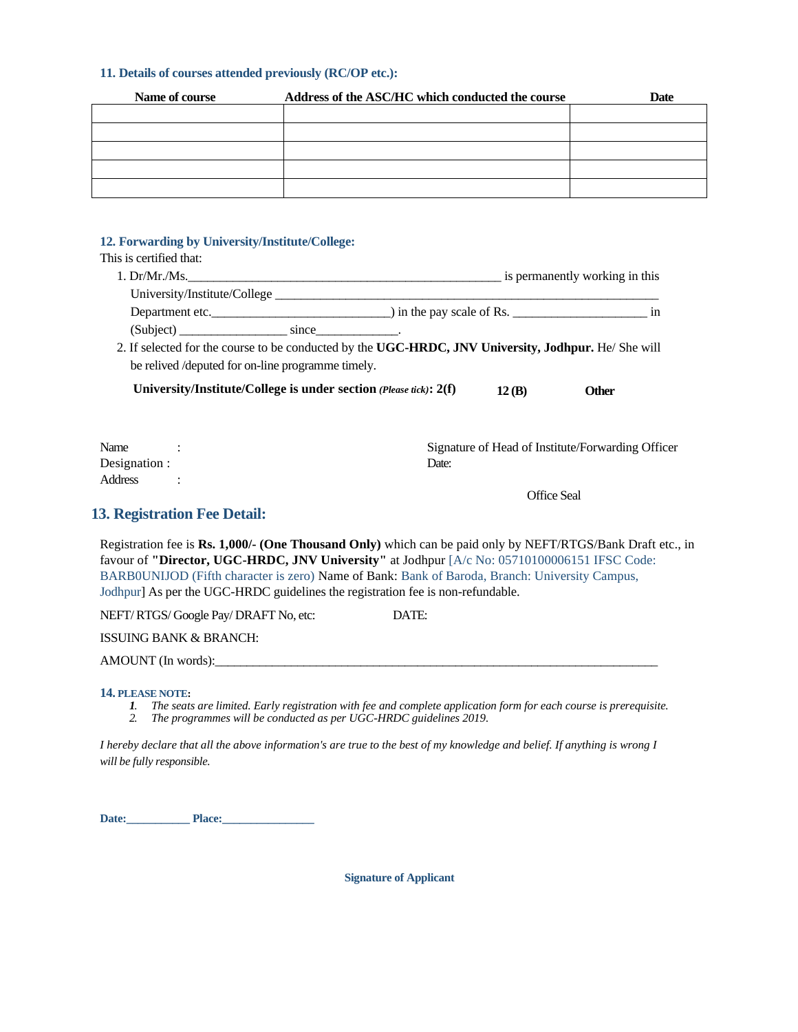### 11. Details of courses attended previously (RC/OP etc.):

| Name of course | Address of the ASC/HC which conducted the course | Date |
|---|---|---|
| | | |
| | | |
| | | |
| | | |
| | | |

### 12. Forwarding by University/Institute/College:

This is certified that:

1. Dr/Mr./Ms.__________________________________________________ is permanently working in this University/Institute/College _______________________________________________________________ Department etc.____________________________) in the pay scale of Rs. _____________________ in (Subject) ________________ since_____________.
2. If selected for the course to be conducted by the **UGC-HRDC, JNV University, Jodhpur.** He/ She will be relived /deputed for on-line programme timely.

**University/Institute/College is under section** ***(Please tick)*****: 2(f)** **12 (B)** **Other**

Name :
Designation :
Address :

Signature of Head of Institute/Forwarding Officer
Date:

Office Seal

## 13. Registration Fee Detail:

Registration fee is **Rs. 1,000/- (One Thousand Only)** which can be paid only by NEFT/RTGS/Bank Draft etc., in favour of **"Director, UGC-HRDC, JNV University"** at Jodhpur [A/c No: 05710100006151 IFSC Code: BARB0UNIJOD (Fifth character is zero) Name of Bank: Bank of Baroda, Branch: University Campus, Jodhpur] As per the UGC-HRDC guidelines the registration fee is non-refundable.

NEFT/ RTGS/ Google Pay/ DRAFT No, etc: DATE:

ISSUING BANK & BRANCH:

AMOUNT (In words):___________________________________________________________________________

**14. PLEASE NOTE:**

1. *The seats are limited. Early registration with fee and complete application form for each course is prerequisite.*
2. *The programmes will be conducted as per UGC-HRDC guidelines 2019.*

*I hereby declare that all the above information's are true to the best of my knowledge and belief. If anything is wrong I will be fully responsible.*

**Date:__________ Place:_______________**

**Signature of Applicant**